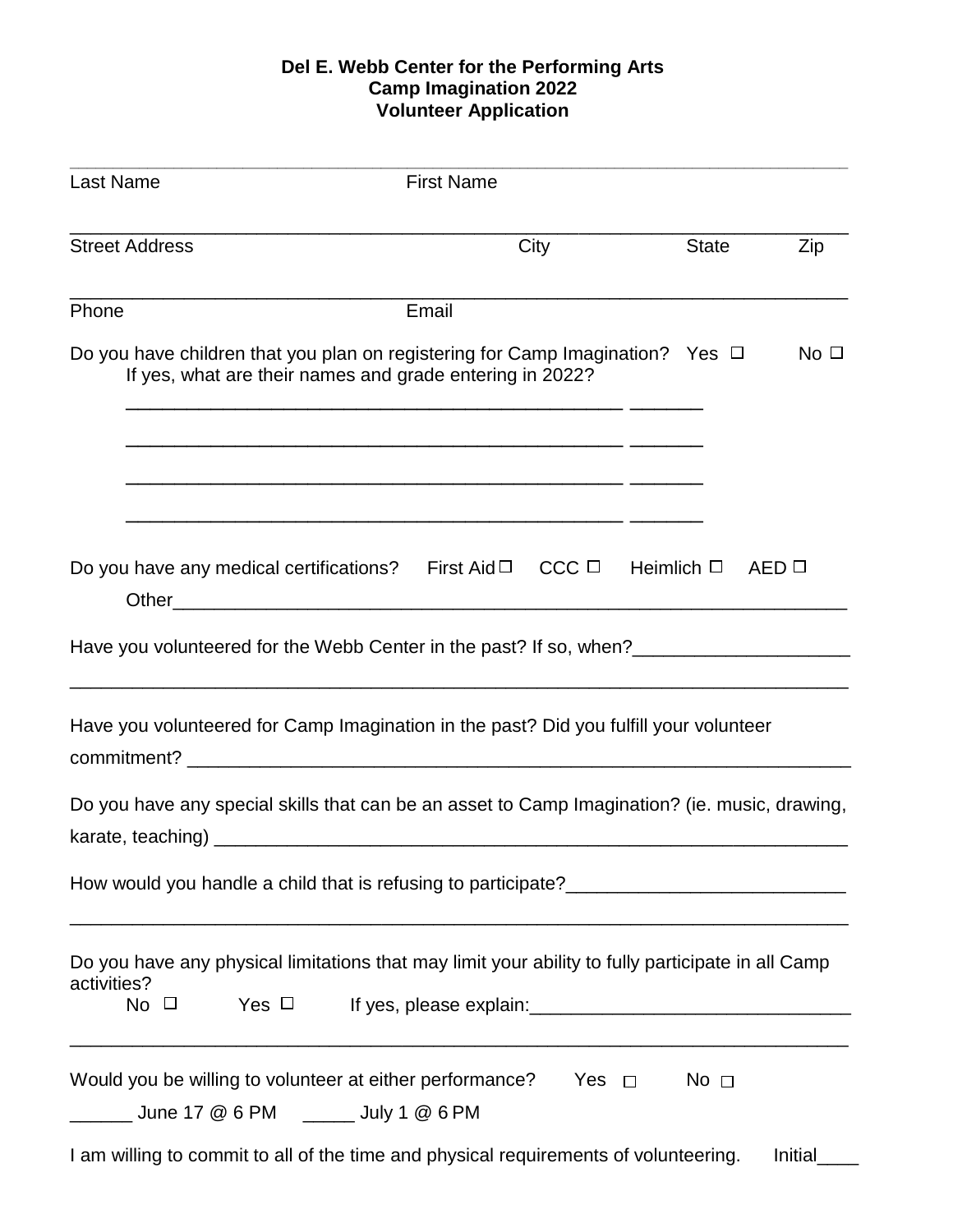**Del E. Webb Center for the Performing Arts**
**Camp Imagination 2022**
**Volunteer Application**

\_\_\_\_\_\_\_\_\_\_\_\_\_\_\_\_\_\_\_\_\_\_\_\_\_\_\_\_\_\_\_\_\_\_\_\_\_\_\_\_\_\_\_\_\_\_\_\_\_\_\_\_\_\_\_\_\_\_\_\_\_\_\_\_\_\_\_\_\_\_
Last Name First Name

\_\_\_\_\_\_\_\_\_\_\_\_\_\_\_\_\_\_\_\_\_\_\_\_\_\_\_\_\_\_\_\_\_\_\_\_\_\_\_\_\_\_\_\_\_\_\_\_\_\_\_\_\_\_\_\_\_\_\_\_\_\_\_\_\_\_\_\_\_\_
Street Address City State Zip

\_\_\_\_\_\_\_\_\_\_\_\_\_\_\_\_\_\_\_\_\_\_\_\_\_\_\_\_\_\_\_\_\_\_\_\_\_\_\_\_\_\_\_\_\_\_\_\_\_\_\_\_\_\_\_\_\_\_\_\_\_\_\_\_\_\_\_\_\_\_
Phone Email

Do you have children that you plan on registering for Camp Imagination? Yes ☐ No ☐
If yes, what are their names and grade entering in 2022?

\_\_\_\_\_\_\_\_\_\_\_\_\_\_\_\_\_\_\_\_\_\_\_\_\_\_\_\_\_\_\_\_\_\_\_\_\_\_\_\_\_\_\_\_\_\_ \_\_\_\_\_\_\_

\_\_\_\_\_\_\_\_\_\_\_\_\_\_\_\_\_\_\_\_\_\_\_\_\_\_\_\_\_\_\_\_\_\_\_\_\_\_\_\_\_\_\_\_\_\_ \_\_\_\_\_\_\_

\_\_\_\_\_\_\_\_\_\_\_\_\_\_\_\_\_\_\_\_\_\_\_\_\_\_\_\_\_\_\_\_\_\_\_\_\_\_\_\_\_\_\_\_\_\_ \_\_\_\_\_\_\_

\_\_\_\_\_\_\_\_\_\_\_\_\_\_\_\_\_\_\_\_\_\_\_\_\_\_\_\_\_\_\_\_\_\_\_\_\_\_\_\_\_\_\_\_\_\_ \_\_\_\_\_\_\_

Do you have any medical certifications? First Aid ☐ CCC ☐ Heimlich ☐ AED ☐
Other\_\_\_\_\_\_\_\_\_\_\_\_\_\_\_\_\_\_\_\_\_\_\_\_\_\_\_\_\_\_\_\_\_\_\_\_\_\_\_\_\_\_\_\_\_\_\_\_\_\_\_\_\_\_\_\_\_\_\_\_\_

Have you volunteered for the Webb Center in the past? If so, when?\_\_\_\_\_\_\_\_\_\_\_\_\_\_\_\_\_\_\_\_
\_\_\_\_\_\_\_\_\_\_\_\_\_\_\_\_\_\_\_\_\_\_\_\_\_\_\_\_\_\_\_\_\_\_\_\_\_\_\_\_\_\_\_\_\_\_\_\_\_\_\_\_\_\_\_\_\_\_\_\_\_\_\_\_\_\_\_\_\_\_

Have you volunteered for Camp Imagination in the past? Did you fulfill your volunteer commitment? \_\_\_\_\_\_\_\_\_\_\_\_\_\_\_\_\_\_\_\_\_\_\_\_\_\_\_\_\_\_\_\_\_\_\_\_\_\_\_\_\_\_\_\_\_\_\_\_\_\_\_\_\_\_\_\_\_\_\_\_\_

Do you have any special skills that can be an asset to Camp Imagination? (ie. music, drawing, karate, teaching) \_\_\_\_\_\_\_\_\_\_\_\_\_\_\_\_\_\_\_\_\_\_\_\_\_\_\_\_\_\_\_\_\_\_\_\_\_\_\_\_\_\_\_\_\_\_\_\_\_\_\_\_\_\_\_\_\_\_\_\_

How would you handle a child that is refusing to participate?\_\_\_\_\_\_\_\_\_\_\_\_\_\_\_\_\_\_\_\_\_\_\_\_\_\_
\_\_\_\_\_\_\_\_\_\_\_\_\_\_\_\_\_\_\_\_\_\_\_\_\_\_\_\_\_\_\_\_\_\_\_\_\_\_\_\_\_\_\_\_\_\_\_\_\_\_\_\_\_\_\_\_\_\_\_\_\_\_\_\_\_\_\_\_\_\_

Do you have any physical limitations that may limit your ability to fully participate in all Camp activities?
No ☐ Yes ☐ If yes, please explain:\_\_\_\_\_\_\_\_\_\_\_\_\_\_\_\_\_\_\_\_\_\_\_\_\_\_\_\_\_\_\_
\_\_\_\_\_\_\_\_\_\_\_\_\_\_\_\_\_\_\_\_\_\_\_\_\_\_\_\_\_\_\_\_\_\_\_\_\_\_\_\_\_\_\_\_\_\_\_\_\_\_\_\_\_\_\_\_\_\_\_\_\_\_\_\_\_\_\_\_\_\_

Would you be willing to volunteer at either performance? Yes ☐ No ☐
\_\_\_\_\_\_ June 17 @ 6 PM \_\_\_\_\_ July 1 @ 6 PM

I am willing to commit to all of the time and physical requirements of volunteering. Initial\_\_\_\_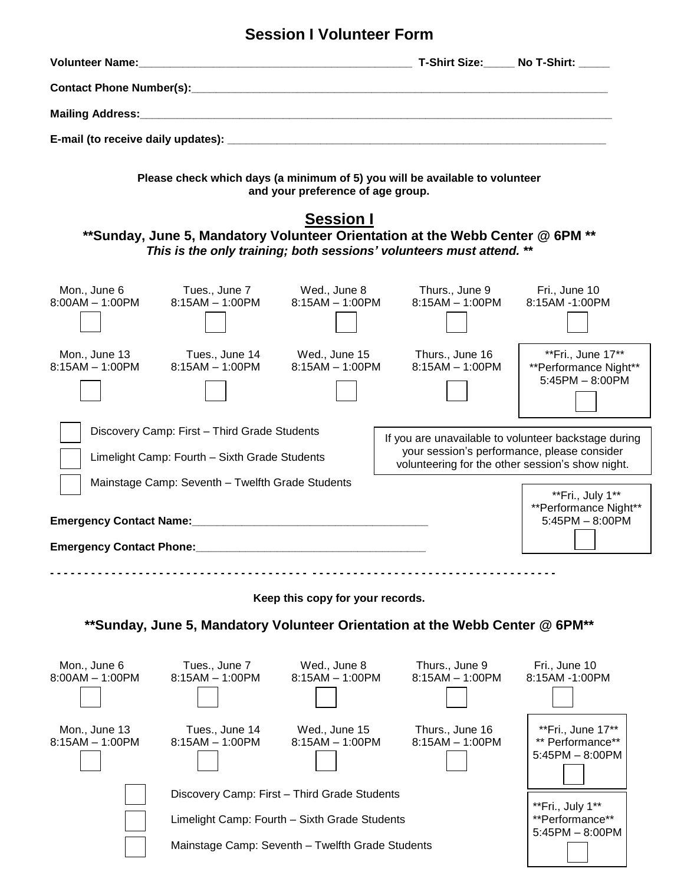# Session I Volunteer Form

**Volunteer Name:**_____________________________________________ **T-Shirt Size:**_____ **No T-Shirt:** _____

**Contact Phone Number(s):**_____________________________________________________________________

**Mailing Address:**_____________________________________________________________________________

**E-mail (to receive daily updates):** ______________________________________________________________

**Please check which days (a minimum of 5) you will be available to volunteer and your preference of age group.**

## Session I

**\*\*Sunday, June 5, Mandatory Volunteer Orientation at the Webb Center @ 6PM \*\***

***This is the only training; both sessions' volunteers must attend. \*\****

| Mon., June 6 8:00AM – 1:00PM | Tues., June 7 8:15AM – 1:00PM | Wed., June 8 8:15AM – 1:00PM | Thurs., June 9 8:15AM – 1:00PM | Fri., June 10 8:15AM -1:00PM |
| --- | --- | --- | --- | --- |
| ☐ | ☐ | ☐ | ☐ | ☐ |
| **Mon., June 13 8:15AM – 1:00PM** | **Tues., June 14 8:15AM – 1:00PM** | **Wed., June 15 8:15AM – 1:00PM** | **Thurs., June 16 8:15AM – 1:00PM** | **\*\*Fri., June 17\*\* \*\*Performance Night\*\* 5:45PM – 8:00PM** |
| ☐ | ☐ | ☐ | ☐ | ☐ |

☐ Discovery Camp: First – Third Grade Students

☐ Limelight Camp: Fourth – Sixth Grade Students

☐ Mainstage Camp: Seventh – Twelfth Grade Students

If you are unavailable to volunteer backstage during your session's performance, please consider volunteering for the other session's show night.

\*\*Fri., July 1\*\*
\*\*Performance Night\*\*
5:45PM – 8:00PM
☐

**Emergency Contact Name:**_______________________________________

**Emergency Contact Phone:**_______________________________________

- - - - - - - - - - - - - - - - - - - - - - - - - - - - - - - - - - - - - - - - - - - - - - - - - - - - - - - - - - - - - - - - - - - - - - -

**Keep this copy for your records.**

**\*\*Sunday, June 5, Mandatory Volunteer Orientation at the Webb Center @ 6PM\*\***

| Mon., June 6 8:00AM – 1:00PM | Tues., June 7 8:15AM – 1:00PM | Wed., June 8 8:15AM – 1:00PM | Thurs., June 9 8:15AM – 1:00PM | Fri., June 10 8:15AM -1:00PM |
| --- | --- | --- | --- | --- |
| ☐ | ☐ | ☐ | ☐ | ☐ |
| **Mon., June 13 8:15AM – 1:00PM** | **Tues., June 14 8:15AM – 1:00PM** | **Wed., June 15 8:15AM – 1:00PM** | **Thurs., June 16 8:15AM – 1:00PM** | **\*\*Fri., June 17\*\* \*\* Performance\*\* 5:45PM – 8:00PM** |
| ☐ | ☐ | ☐ | ☐ | ☐ |

☐ Discovery Camp: First – Third Grade Students

☐ Limelight Camp: Fourth – Sixth Grade Students

☐ Mainstage Camp: Seventh – Twelfth Grade Students

\*\*Fri., July 1\*\*
\*\*Performance\*\*
5:45PM – 8:00PM
☐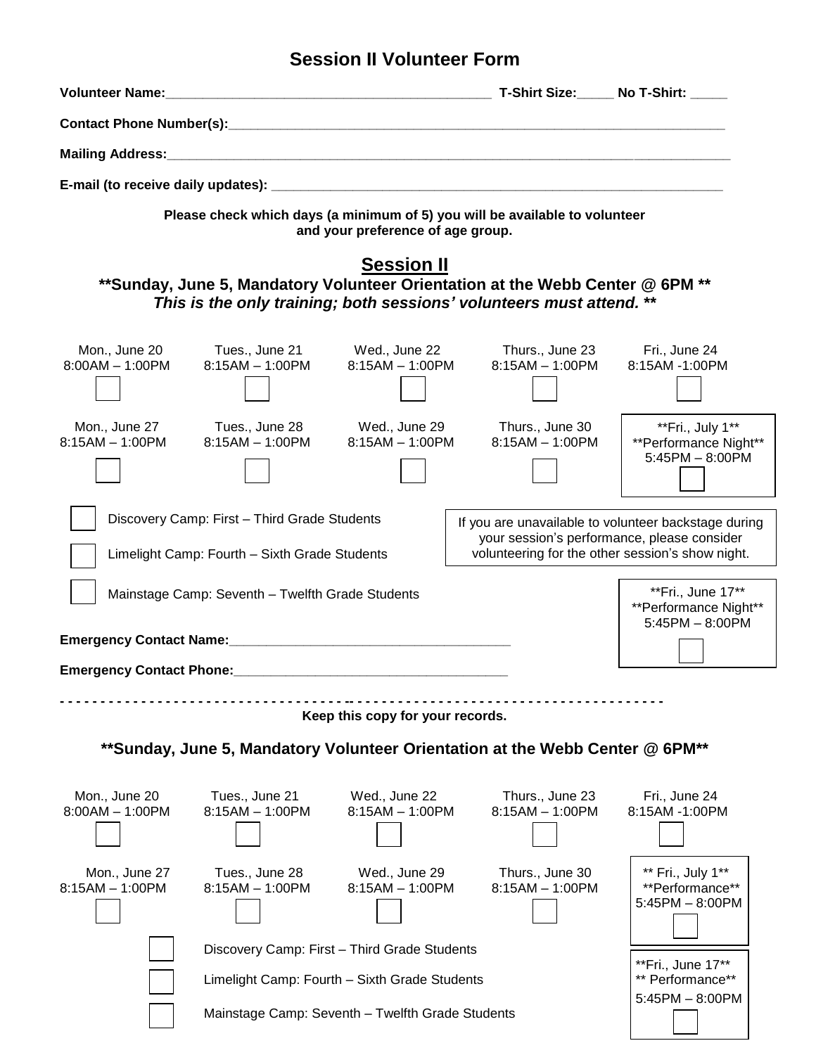## Session II Volunteer Form

**Volunteer Name:**_____________________________________________ **T-Shirt Size:**_____ **No T-Shirt:** _____

**Contact Phone Number(s):**_______________________________________________________________________

**Mailing Address:**_____________________________________________________________________________

**E-mail (to receive daily updates):** _______________________________________________________________

**Please check which days (a minimum of 5) you will be available to volunteer and your preference of age group.**

## Session II

**\*\*Sunday, June 5, Mandatory Volunteer Orientation at the Webb Center @ 6PM \*\***
***This is the only training; both sessions' volunteers must attend. \*\****

| | | | | |
|---|---|---|---|---|
| Mon., June 20<br>8:00AM – 1:00PM<br>☐ | Tues., June 21<br>8:15AM – 1:00PM<br>☐ | Wed., June 22<br>8:15AM – 1:00PM<br>☐ | Thurs., June 23<br>8:15AM – 1:00PM<br>☐ | Fri., June 24<br>8:15AM -1:00PM<br>☐ |
| Mon., June 27<br>8:15AM – 1:00PM<br>☐ | Tues., June 28<br>8:15AM – 1:00PM<br>☐ | Wed., June 29<br>8:15AM – 1:00PM<br>☐ | Thurs., June 30<br>8:15AM – 1:00PM<br>☐ | \*\*Fri., July 1\*\*<br>\*\*Performance Night\*\*<br>5:45PM – 8:00PM<br>☐ |

☐ Discovery Camp: First – Third Grade Students

☐ Limelight Camp: Fourth – Sixth Grade Students

☐ Mainstage Camp: Seventh – Twelfth Grade Students

If you are unavailable to volunteer backstage during your session's performance, please consider volunteering for the other session's show night.

\*\*Fri., June 17\*\*
\*\*Performance Night\*\*
5:45PM – 8:00PM
☐

**Emergency Contact Name:**_______________________________________

**Emergency Contact Phone:**______________________________________

- - - - - - - - - - - - - - - - - - - - - - - - - - - - - - - - - - - - - - - - - - - - - - - - - - - - - - - - - - - - - - - - - - - - - - - -

**Keep this copy for your records.**

**\*\*Sunday, June 5, Mandatory Volunteer Orientation at the Webb Center @ 6PM\*\***

| | | | | |
|---|---|---|---|---|
| Mon., June 20<br>8:00AM – 1:00PM<br>☐ | Tues., June 21<br>8:15AM – 1:00PM<br>☐ | Wed., June 22<br>8:15AM – 1:00PM<br>☐ | Thurs., June 23<br>8:15AM – 1:00PM<br>☐ | Fri., June 24<br>8:15AM -1:00PM<br>☐ |
| Mon., June 27<br>8:15AM – 1:00PM<br>☐ | Tues., June 28<br>8:15AM – 1:00PM<br>☐ | Wed., June 29<br>8:15AM – 1:00PM<br>☐ | Thurs., June 30<br>8:15AM – 1:00PM<br>☐ | \*\* Fri., July 1\*\*<br>\*\*Performance\*\*<br>5:45PM – 8:00PM<br>☐ |

☐ Discovery Camp: First – Third Grade Students

☐ Limelight Camp: Fourth – Sixth Grade Students

☐ Mainstage Camp: Seventh – Twelfth Grade Students

\*\*Fri., June 17\*\*
\*\* Performance\*\*
5:45PM – 8:00PM
☐